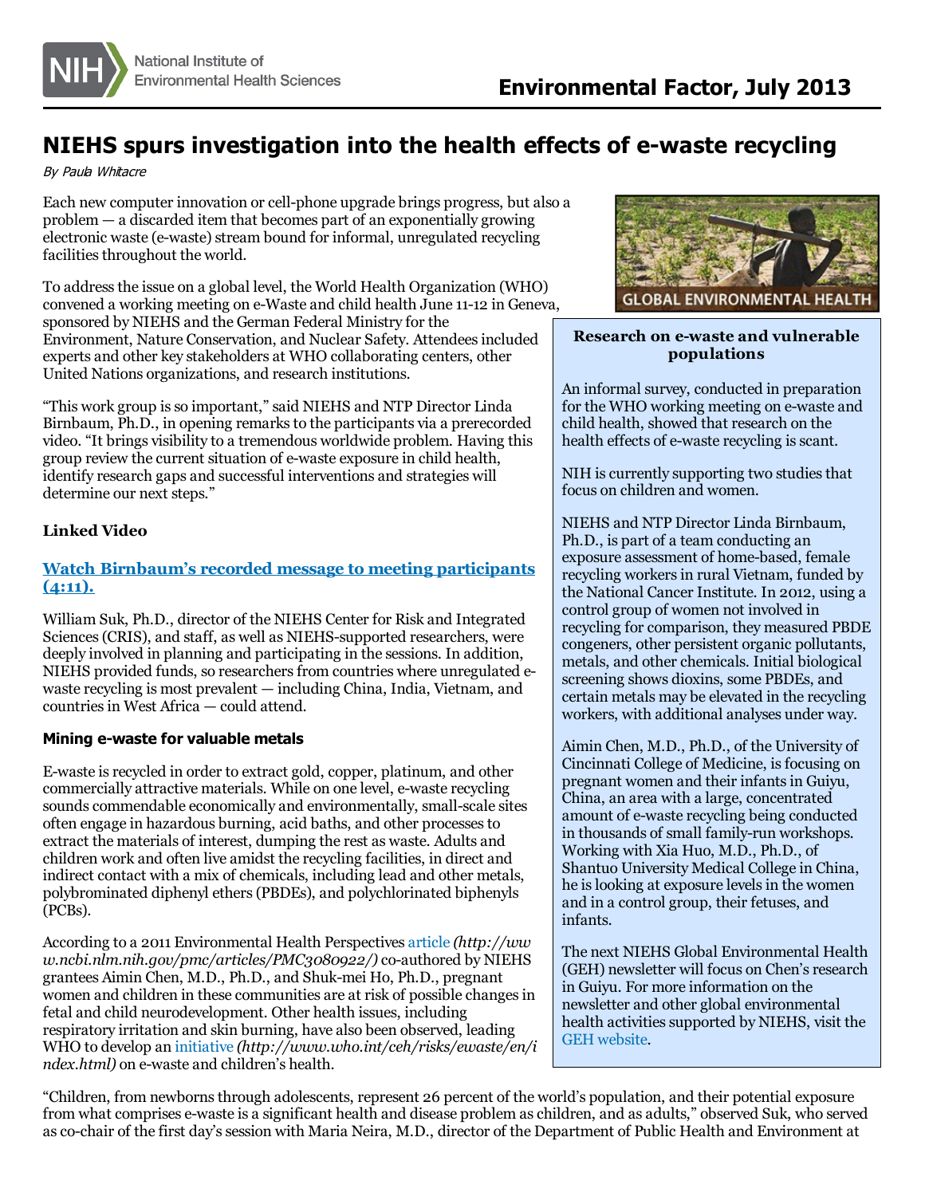# NIEHS spurs investigation into the health effects of e-waste recycling

*By Paula Whitacre*

Each new computer innovation or cell-phone upgrade brings progress, but also a problem — a discarded item that becomes part of an exponentially growing electronic waste (e-waste) stream bound for informal, unregulated recycling facilities throughout the world.

To address the issue on a global level, the World Health Organization (WHO) convened a working meeting on e-Waste and child health June 11-12 in Geneva, sponsored by NIEHS and the German Federal Ministry for the Environment, Nature Conservation, and Nuclear Safety. Attendees included experts and other key stakeholders at WHO collaborating centers, other United Nations organizations, and research institutions.

"This work group is so important," said NIEHS and NTP Director Linda Birnbaum, Ph.D., in opening remarks to the participants via a prerecorded video. "It brings visibility to a tremendous worldwide problem. Having this group review the current situation of e-waste exposure in child health, identify research gaps and successful interventions and strategies will determine our next steps."

**Linked Video**

**Watch Birnbaum's recorded message to meeting participants (4:11).**

William Suk, Ph.D., director of the NIEHS Center for Risk and Integrated Sciences (CRIS), and staff, as well as NIEHS-supported researchers, were deeply involved in planning and participating in the sessions. In addition, NIEHS provided funds, so researchers from countries where unregulated e-waste recycling is most prevalent — including China, India, Vietnam, and countries in West Africa — could attend.

### Mining e-waste for valuable metals

E-waste is recycled in order to extract gold, copper, platinum, and other commercially attractive materials. While on one level, e-waste recycling sounds commendable economically and environmentally, small-scale sites often engage in hazardous burning, acid baths, and other processes to extract the materials of interest, dumping the rest as waste. Adults and children work and often live amidst the recycling facilities, in direct and indirect contact with a mix of chemicals, including lead and other metals, polybrominated diphenyl ethers (PBDEs), and polychlorinated biphenyls (PCBs).

According to a 2011 Environmental Health Perspectives article *(http://www.ncbi.nlm.nih.gov/pmc/articles/PMC3080922/)* co-authored by NIEHS grantees Aimin Chen, M.D., Ph.D., and Shuk-mei Ho, Ph.D., pregnant women and children in these communities are at risk of possible changes in fetal and child neurodevelopment. Other health issues, including respiratory irritation and skin burning, have also been observed, leading WHO to develop an initiative *(http://www.who.int/ceh/risks/ewaste/en/index.html)* on e-waste and children's health.

GLOBAL ENVIRONMENTAL HEALTH

**Research on e-waste and vulnerable populations**

An informal survey, conducted in preparation for the WHO working meeting on e-waste and child health, showed that research on the health effects of e-waste recycling is scant.

NIH is currently supporting two studies that focus on children and women.

NIEHS and NTP Director Linda Birnbaum, Ph.D., is part of a team conducting an exposure assessment of home-based, female recycling workers in rural Vietnam, funded by the National Cancer Institute. In 2012, using a control group of women not involved in recycling for comparison, they measured PBDE congeners, other persistent organic pollutants, metals, and other chemicals. Initial biological screening shows dioxins, some PBDEs, and certain metals may be elevated in the recycling workers, with additional analyses under way.

Aimin Chen, M.D., Ph.D., of the University of Cincinnati College of Medicine, is focusing on pregnant women and their infants in Guiyu, China, an area with a large, concentrated amount of e-waste recycling being conducted in thousands of small family-run workshops. Working with Xia Huo, M.D., Ph.D., of Shantuo University Medical College in China, he is looking at exposure levels in the women and in a control group, their fetuses, and infants.

The next NIEHS Global Environmental Health (GEH) newsletter will focus on Chen's research in Guiyu. For more information on the newsletter and other global environmental health activities supported by NIEHS, visit the GEH website.

"Children, from newborns through adolescents, represent 26 percent of the world's population, and their potential exposure from what comprises e-waste is a significant health and disease problem as children, and as adults," observed Suk, who served as co-chair of the first day's session with Maria Neira, M.D., director of the Department of Public Health and Environment at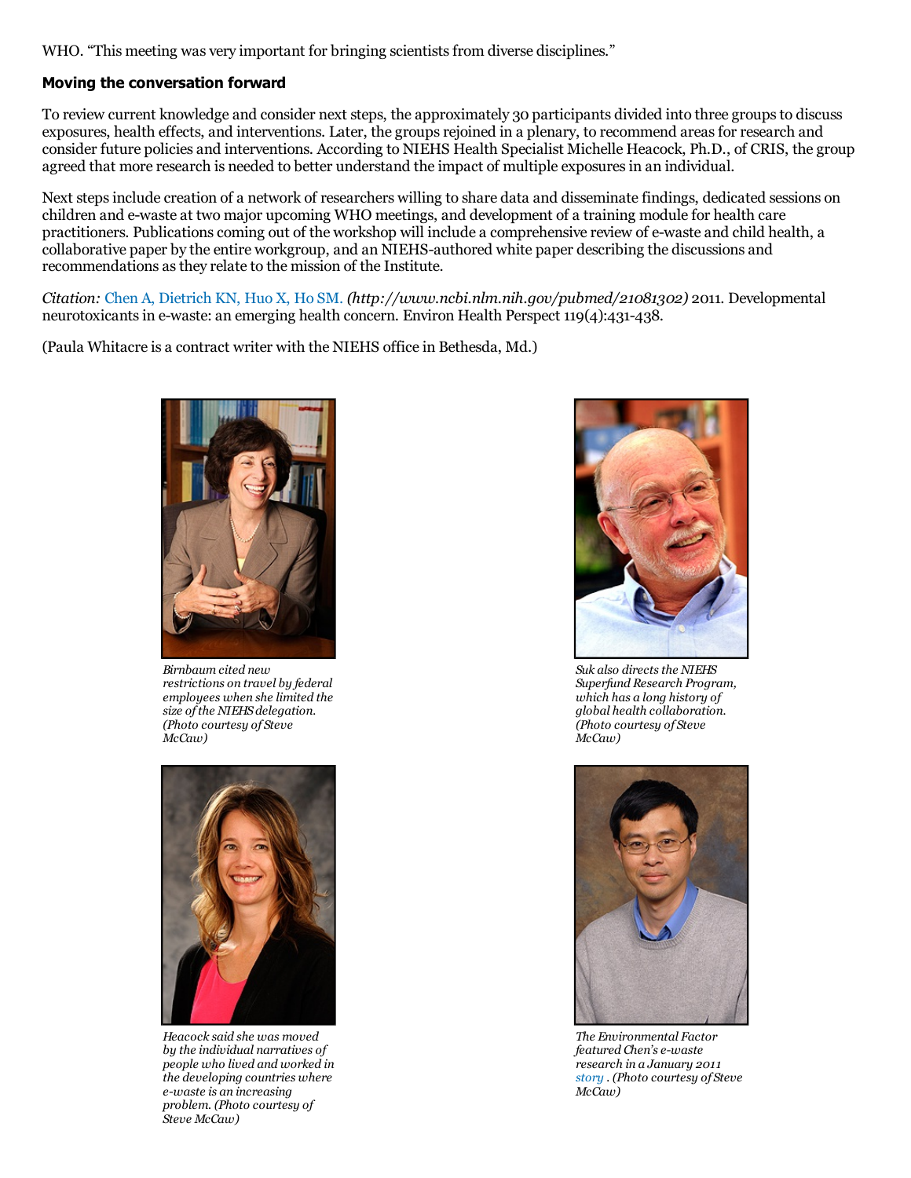WHO. "This meeting was very important for bringing scientists from diverse disciplines."

## Moving the conversation forward

To review current knowledge and consider next steps, the approximately 30 participants divided into three groups to discuss exposures, health effects, and interventions. Later, the groups rejoined in a plenary, to recommend areas for research and consider future policies and interventions. According to NIEHS Health Specialist Michelle Heacock, Ph.D., of CRIS, the group agreed that more research is needed to better understand the impact of multiple exposures in an individual.

Next steps include creation of a network of researchers willing to share data and disseminate findings, dedicated sessions on children and e-waste at two major upcoming WHO meetings, and development of a training module for health care practitioners. Publications coming out of the workshop will include a comprehensive review of e-waste and child health, a collaborative paper by the entire workgroup, and an NIEHS-authored white paper describing the discussions and recommendations as they relate to the mission of the Institute.

*Citation:* Chen A, Dietrich KN, Huo X, Ho SM. *(http://www.ncbi.nlm.nih.gov/pubmed/21081302)* 2011. Developmental neurotoxicants in e-waste: an emerging health concern. Environ Health Perspect 119(4):431-438.

(Paula Whitacre is a contract writer with the NIEHS office in Bethesda, Md.)

*Birnbaum cited new restrictions on travel by federal employees when she limited the size of the NIEHS delegation. (Photo courtesy of Steve McCaw)*

*Suk also directs the NIEHS Superfund Research Program, which has a long history of global health collaboration. (Photo courtesy of Steve McCaw)*

*Heacock said she was moved by the individual narratives of people who lived and worked in the developing countries where e-waste is an increasing problem. (Photo courtesy of Steve McCaw)*

*The Environmental Factor featured Chen's e-waste research in a January 2011 story . (Photo courtesy of Steve McCaw)*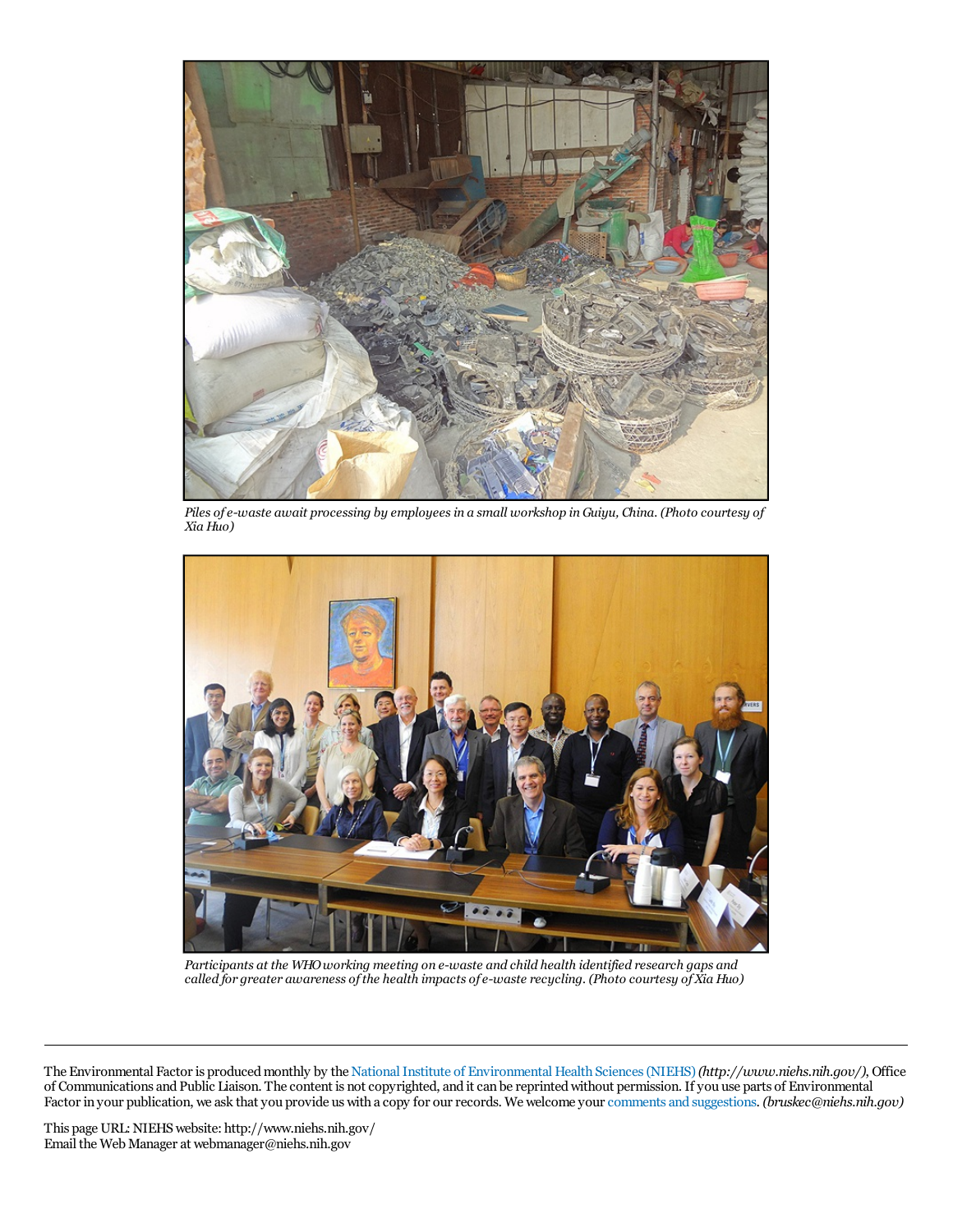*Piles of e-waste await processing by employees in a small workshop in Guiyu, China. (Photo courtesy of Xia Huo)*

*Participants at the WHO working meeting on e-waste and child health identified research gaps and called for greater awareness of the health impacts of e-waste recycling. (Photo courtesy of Xia Huo)*

---

The Environmental Factor is produced monthly by the National Institute of Environmental Health Sciences (NIEHS) *(http://www.niehs.nih.gov/)*, Office of Communications and Public Liaison. The content is not copyrighted, and it can be reprinted without permission. If you use parts of Environmental Factor in your publication, we ask that you provide us with a copy for our records. We welcome your comments and suggestions. *(bruskec@niehs.nih.gov)*

This page URL: NIEHS website: http://www.niehs.nih.gov/
Email the Web Manager at webmanager@niehs.nih.gov